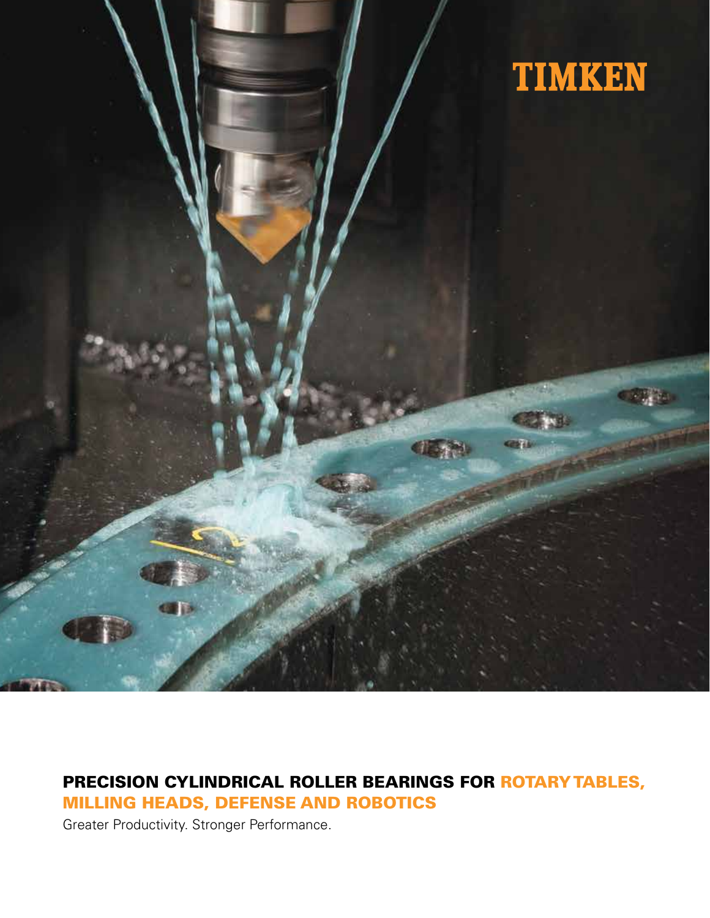TIMKEN

# PRECISION CYLINDRICAL ROLLER BEARINGS FOR ROTARY TABLES, MILLING HEADS, DEFENSE AND ROBOTICS

Greater Productivity. Stronger Performance.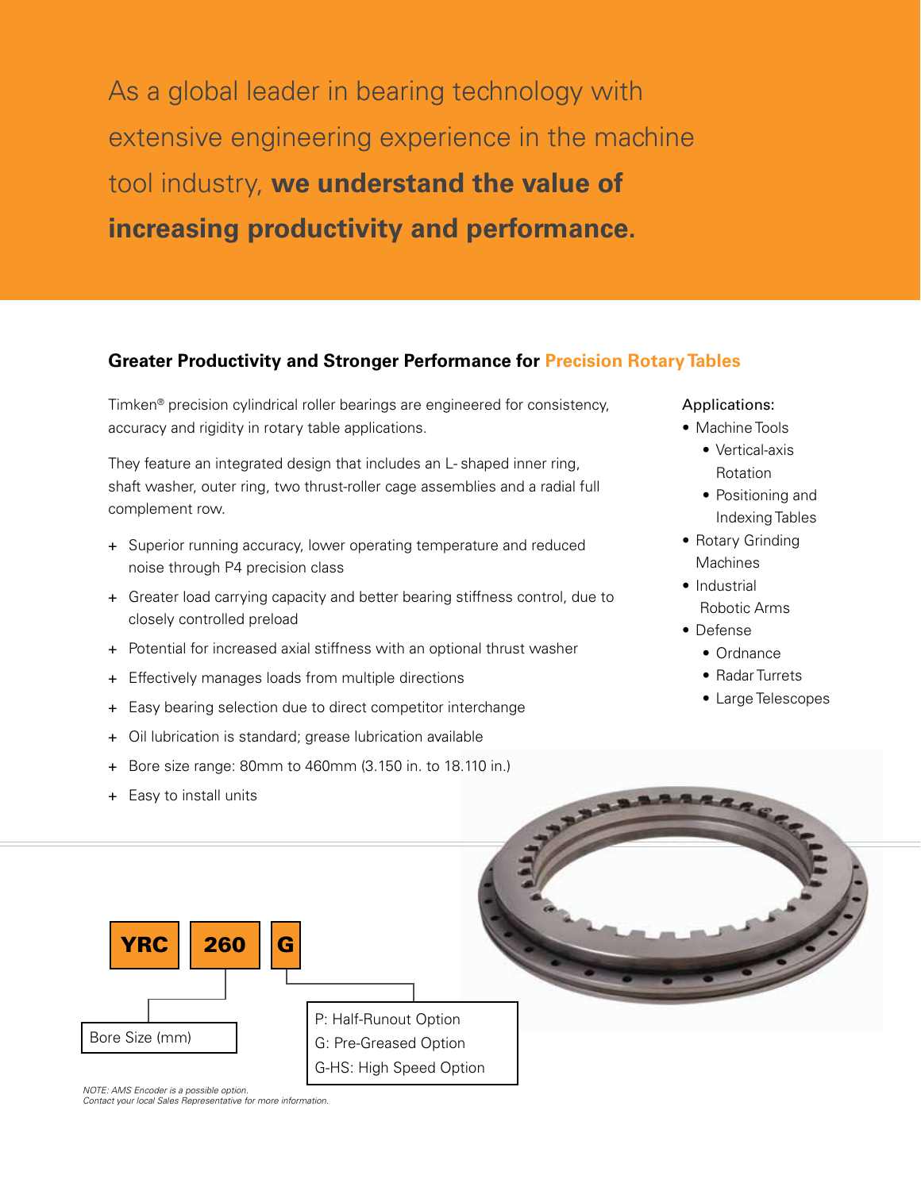As a global leader in bearing technology with extensive engineering experience in the machine tool industry, **we understand the value of increasing productivity and performance.**

## Greater Productivity and Stronger Performance for Precision Rotary Tables

Timken® precision cylindrical roller bearings are engineered for consistency, accuracy and rigidity in rotary table applications.

They feature an integrated design that includes an L-shaped inner ring, shaft washer, outer ring, two thrust-roller cage assemblies and a radial full complement row.

- Superior running accuracy, lower operating temperature and reduced noise through P4 precision class
- Greater load carrying capacity and better bearing stiffness control, due to closely controlled preload
- Potential for increased axial stiffness with an optional thrust washer
- Effectively manages loads from multiple directions
- Easy bearing selection due to direct competitor interchange
- Oil lubrication is standard; grease lubrication available
- Bore size range: 80mm to 460mm (3.150 in. to 18.110 in.)
- Easy to install units

Applications:

- Machine Tools
  - Vertical-axis Rotation
  - Positioning and Indexing Tables
- Rotary Grinding Machines
- Industrial Robotic Arms
- Defense
  - Ordnance
  - Radar Turrets
  - Large Telescopes

**YRC** | **260** | **G**

- 260: Bore Size (mm)
- G:
  - P: Half-Runout Option
  - G: Pre-Greased Option
  - G-HS: High Speed Option

*NOTE: AMS Encoder is a possible option.*
*Contact your local Sales Representative for more information.*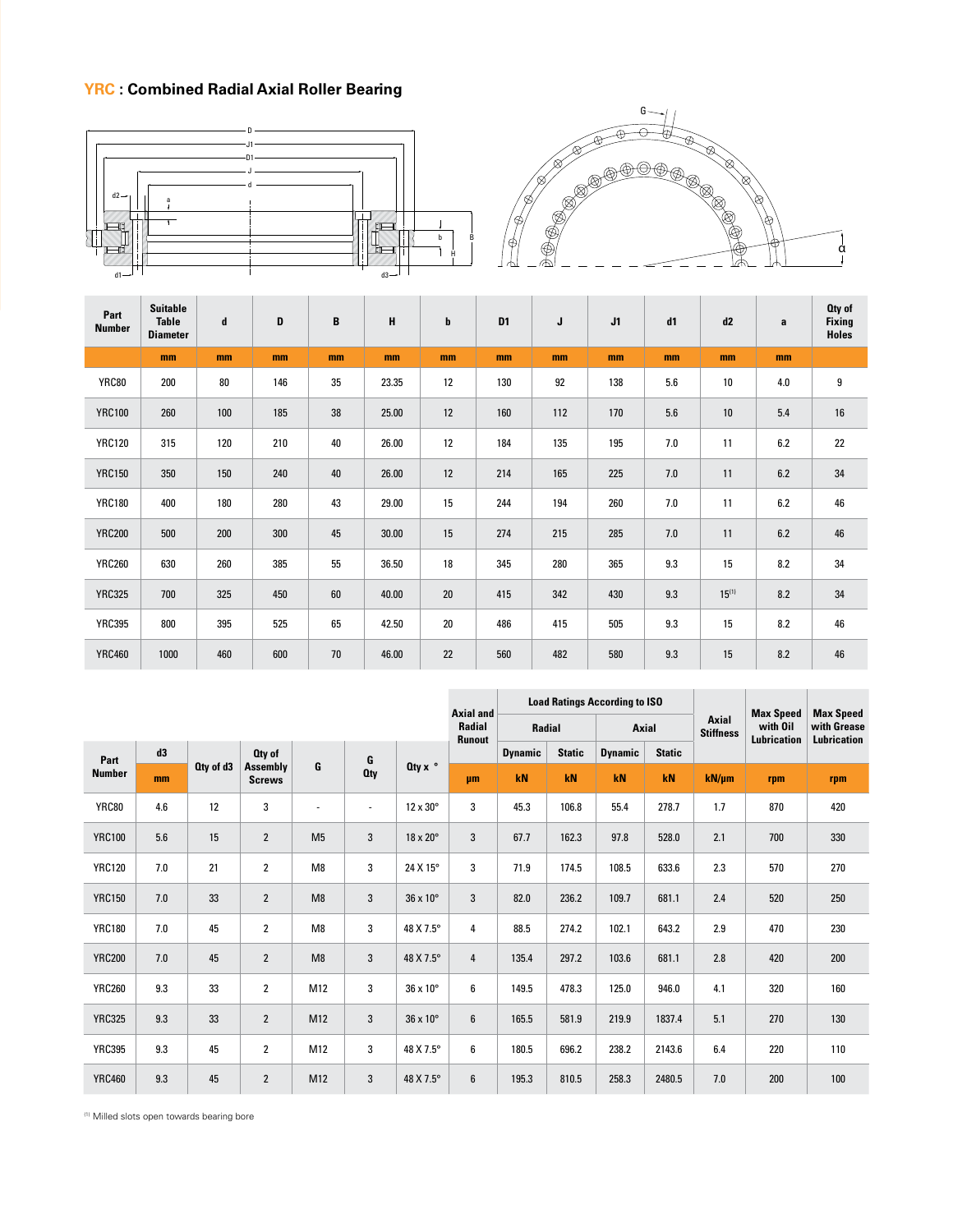## YRC : Combined Radial Axial Roller Bearing

| Part Number | Suitable Table Diameter | d | D | B | H | b | D1 | J | J1 | d1 | d2 | a | Qty of Fixing Holes |
|---|---|---|---|---|---|---|---|---|---|---|---|---|---|
| | mm | mm | mm | mm | mm | mm | mm | mm | mm | mm | mm | mm | |
| YRC80 | 200 | 80 | 146 | 35 | 23.35 | 12 | 130 | 92 | 138 | 5.6 | 10 | 4.0 | 9 |
| YRC100 | 260 | 100 | 185 | 38 | 25.00 | 12 | 160 | 112 | 170 | 5.6 | 10 | 5.4 | 16 |
| YRC120 | 315 | 120 | 210 | 40 | 26.00 | 12 | 184 | 135 | 195 | 7.0 | 11 | 6.2 | 22 |
| YRC150 | 350 | 150 | 240 | 40 | 26.00 | 12 | 214 | 165 | 225 | 7.0 | 11 | 6.2 | 34 |
| YRC180 | 400 | 180 | 280 | 43 | 29.00 | 15 | 244 | 194 | 260 | 7.0 | 11 | 6.2 | 46 |
| YRC200 | 500 | 200 | 300 | 45 | 30.00 | 15 | 274 | 215 | 285 | 7.0 | 11 | 6.2 | 46 |
| YRC260 | 630 | 260 | 385 | 55 | 36.50 | 18 | 345 | 280 | 365 | 9.3 | 15 | 8.2 | 34 |
| YRC325 | 700 | 325 | 450 | 60 | 40.00 | 20 | 415 | 342 | 430 | 9.3 | 15[1] | 8.2 | 34 |
| YRC395 | 800 | 395 | 525 | 65 | 42.50 | 20 | 486 | 415 | 505 | 9.3 | 15 | 8.2 | 46 |
| YRC460 | 1000 | 460 | 600 | 70 | 46.00 | 22 | 560 | 482 | 580 | 9.3 | 15 | 8.2 | 46 |

| Part Number | d3 | Qty of d3 | Qty of Assembly Screws | G | G Qty | Qty x ° | Axial and Radial Runout | Load Ratings According to ISO – Radial Dynamic | Radial Static | Axial Dynamic | Axial Static | Axial Stiffness | Max Speed with Oil Lubrication | Max Speed with Grease Lubrication |
|---|---|---|---|---|---|---|---|---|---|---|---|---|---|---|
| | mm | | | | | | µm | kN | kN | kN | kN | kN/µm | rpm | rpm |
| YRC80 | 4.6 | 12 | 3 | - | - | 12 x 30° | 3 | 45.3 | 106.8 | 55.4 | 278.7 | 1.7 | 870 | 420 |
| YRC100 | 5.6 | 15 | 2 | M5 | 3 | 18 x 20° | 3 | 67.7 | 162.3 | 97.8 | 528.0 | 2.1 | 700 | 330 |
| YRC120 | 7.0 | 21 | 2 | M8 | 3 | 24 X 15° | 3 | 71.9 | 174.5 | 108.5 | 633.6 | 2.3 | 570 | 270 |
| YRC150 | 7.0 | 33 | 2 | M8 | 3 | 36 x 10° | 3 | 82.0 | 236.2 | 109.7 | 681.1 | 2.4 | 520 | 250 |
| YRC180 | 7.0 | 45 | 2 | M8 | 3 | 48 X 7.5° | 4 | 88.5 | 274.2 | 102.1 | 643.2 | 2.9 | 470 | 230 |
| YRC200 | 7.0 | 45 | 2 | M8 | 3 | 48 X 7.5° | 4 | 135.4 | 297.2 | 103.6 | 681.1 | 2.8 | 420 | 200 |
| YRC260 | 9.3 | 33 | 2 | M12 | 3 | 36 x 10° | 6 | 149.5 | 478.3 | 125.0 | 946.0 | 4.1 | 320 | 160 |
| YRC325 | 9.3 | 33 | 2 | M12 | 3 | 36 x 10° | 6 | 165.5 | 581.9 | 219.9 | 1837.4 | 5.1 | 270 | 130 |
| YRC395 | 9.3 | 45 | 2 | M12 | 3 | 48 X 7.5° | 6 | 180.5 | 696.2 | 238.2 | 2143.6 | 6.4 | 220 | 110 |
| YRC460 | 9.3 | 45 | 2 | M12 | 3 | 48 X 7.5° | 6 | 195.3 | 810.5 | 258.3 | 2480.5 | 7.0 | 200 | 100 |

[1] Milled slots open towards bearing bore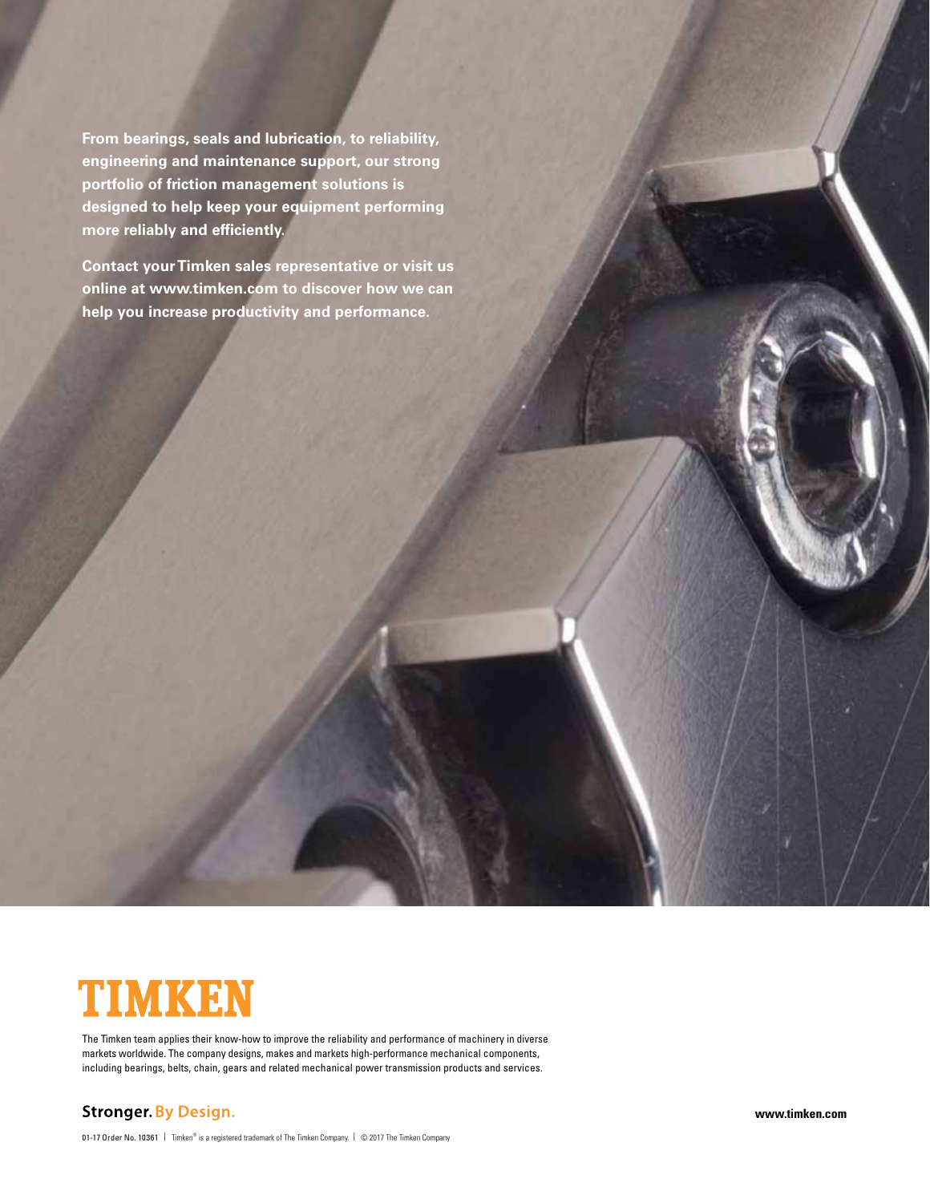**From bearings, seals and lubrication, to reliability, engineering and maintenance support, our strong portfolio of friction management solutions is designed to help keep your equipment performing more reliably and efficiently.**

**Contact your Timken sales representative or visit us online at www.timken.com to discover how we can help you increase productivity and performance.**

# TIMKEN

The Timken team applies their know-how to improve the reliability and performance of machinery in diverse markets worldwide. The company designs, makes and markets high-performance mechanical components, including bearings, belts, chain, gears and related mechanical power transmission products and services.

**Stronger. By Design.**

**www.timken.com**

01-17 Order No. 10361 | Timken® is a registered trademark of The Timken Company. | © 2017 The Timken Company